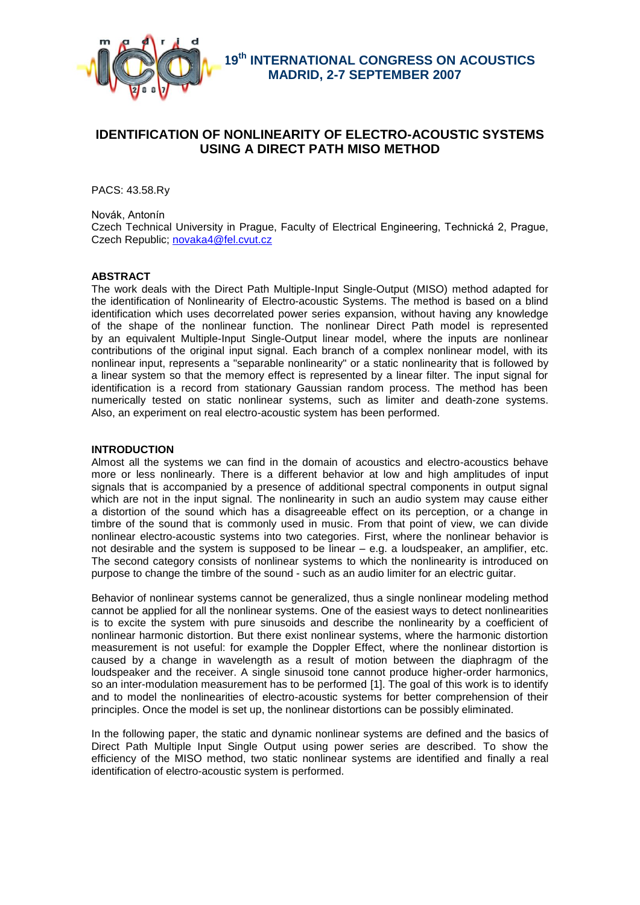# IDENTIFICATION OF NONLINEARITY OF ELECTRO-ACOUSTIC SYSTEMS USING A DIRECT PATH MISO METHOD

PACS: 43.58.Ry

Novák, Antonín
Czech Technical University in Prague, Faculty of Electrical Engineering, Technická 2, Prague, Czech Republic; novaka4@fel.cvut.cz

## ABSTRACT

The work deals with the Direct Path Multiple-Input Single-Output (MISO) method adapted for the identification of Nonlinearity of Electro-acoustic Systems. The method is based on a blind identification which uses decorrelated power series expansion, without having any knowledge of the shape of the nonlinear function. The nonlinear Direct Path model is represented by an equivalent Multiple-Input Single-Output linear model, where the inputs are nonlinear contributions of the original input signal. Each branch of a complex nonlinear model, with its nonlinear input, represents a "separable nonlinearity" or a static nonlinearity that is followed by a linear system so that the memory effect is represented by a linear filter. The input signal for identification is a record from stationary Gaussian random process. The method has been numerically tested on static nonlinear systems, such as limiter and death-zone systems. Also, an experiment on real electro-acoustic system has been performed.

## INTRODUCTION

Almost all the systems we can find in the domain of acoustics and electro-acoustics behave more or less nonlinearly. There is a different behavior at low and high amplitudes of input signals that is accompanied by a presence of additional spectral components in output signal which are not in the input signal. The nonlinearity in such an audio system may cause either a distortion of the sound which has a disagreeable effect on its perception, or a change in timbre of the sound that is commonly used in music. From that point of view, we can divide nonlinear electro-acoustic systems into two categories. First, where the nonlinear behavior is not desirable and the system is supposed to be linear – e.g. a loudspeaker, an amplifier, etc. The second category consists of nonlinear systems to which the nonlinearity is introduced on purpose to change the timbre of the sound - such as an audio limiter for an electric guitar.

Behavior of nonlinear systems cannot be generalized, thus a single nonlinear modeling method cannot be applied for all the nonlinear systems. One of the easiest ways to detect nonlinearities is to excite the system with pure sinusoids and describe the nonlinearity by a coefficient of nonlinear harmonic distortion. But there exist nonlinear systems, where the harmonic distortion measurement is not useful: for example the Doppler Effect, where the nonlinear distortion is caused by a change in wavelength as a result of motion between the diaphragm of the loudspeaker and the receiver. A single sinusoid tone cannot produce higher-order harmonics, so an inter-modulation measurement has to be performed [1]. The goal of this work is to identify and to model the nonlinearities of electro-acoustic systems for better comprehension of their principles. Once the model is set up, the nonlinear distortions can be possibly eliminated.

In the following paper, the static and dynamic nonlinear systems are defined and the basics of Direct Path Multiple Input Single Output using power series are described. To show the efficiency of the MISO method, two static nonlinear systems are identified and finally a real identification of electro-acoustic system is performed.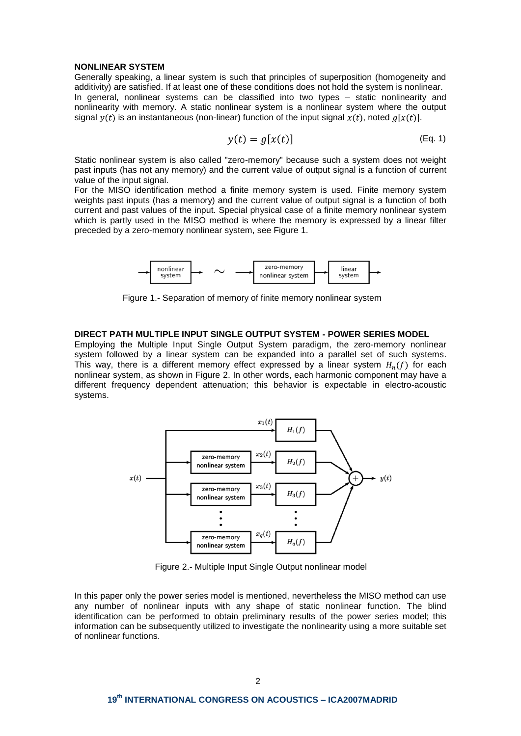### NONLINEAR SYSTEM

Generally speaking, a linear system is such that principles of superposition (homogeneity and additivity) are satisfied. If at least one of these conditions does not hold the system is nonlinear.
In general, nonlinear systems can be classified into two types – static nonlinearity and nonlinearity with memory. A static nonlinear system is a nonlinear system where the output signal $y(t)$ is an instantaneous (non-linear) function of the input signal $x(t)$, noted $g[x(t)]$.

$$y(t) = g[x(t)] \tag{Eq. 1}$$

Static nonlinear system is also called "zero-memory" because such a system does not weight past inputs (has not any memory) and the current value of output signal is a function of current value of the input signal.
For the MISO identification method a finite memory system is used. Finite memory system weights past inputs (has a memory) and the current value of output signal is a function of both current and past values of the input. Special physical case of a finite memory nonlinear system which is partly used in the MISO method is where the memory is expressed by a linear filter preceded by a zero-memory nonlinear system, see Figure 1.

Figure 1.- Separation of memory of finite memory nonlinear system

### DIRECT PATH MULTIPLE INPUT SINGLE OUTPUT SYSTEM - POWER SERIES MODEL

Employing the Multiple Input Single Output System paradigm, the zero-memory nonlinear system followed by a linear system can be expanded into a parallel set of such systems. This way, there is a different memory effect expressed by a linear system $H_n(f)$ for each nonlinear system, as shown in Figure 2. In other words, each harmonic component may have a different frequency dependent attenuation; this behavior is expectable in electro-acoustic systems.

Figure 2.- Multiple Input Single Output nonlinear model

In this paper only the power series model is mentioned, nevertheless the MISO method can use any number of nonlinear inputs with any shape of static nonlinear function. The blind identification can be performed to obtain preliminary results of the power series model; this information can be subsequently utilized to investigate the nonlinearity using a more suitable set of nonlinear functions.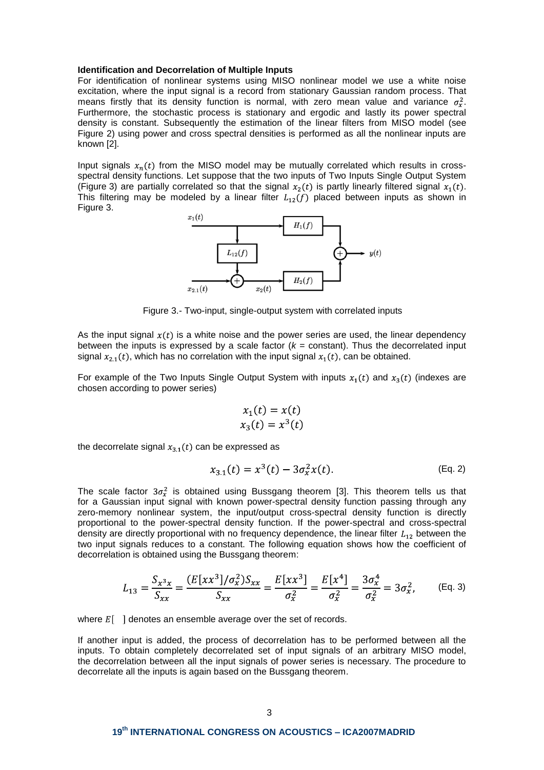**Identification and Decorrelation of Multiple Inputs**

For identification of nonlinear systems using MISO nonlinear model we use a white noise excitation, where the input signal is a record from stationary Gaussian random process. That means firstly that its density function is normal, with zero mean value and variance $\sigma_x^2$. Furthermore, the stochastic process is stationary and ergodic and lastly its power spectral density is constant. Subsequently the estimation of the linear filters from MISO model (see Figure 2) using power and cross spectral densities is performed as all the nonlinear inputs are known [2].

Input signals $x_n(t)$ from the MISO model may be mutually correlated which results in cross-spectral density functions. Let suppose that the two inputs of Two Inputs Single Output System (Figure 3) are partially correlated so that the signal $x_2(t)$ is partly linearly filtered signal $x_1(t)$. This filtering may be modeled by a linear filter $L_{12}(f)$ placed between inputs as shown in Figure 3.

Figure 3.- Two-input, single-output system with correlated inputs

As the input signal $x(t)$ is a white noise and the power series are used, the linear dependency between the inputs is expressed by a scale factor ($k$ = constant). Thus the decorrelated input signal $x_{2.1}(t)$, which has no correlation with the input signal $x_1(t)$, can be obtained.

For example of the Two Inputs Single Output System with inputs $x_1(t)$ and $x_3(t)$ (indexes are chosen according to power series)

$$x_1(t) = x(t)$$
$$x_3(t) = x^3(t)$$

the decorrelate signal $x_{3.1}(t)$ can be expressed as

$$x_{3.1}(t) = x^3(t) - 3\sigma_x^2 x(t). \qquad \text{(Eq. 2)}$$

The scale factor $3\sigma_x^2$ is obtained using Bussgang theorem [3]. This theorem tells us that for a Gaussian input signal with known power-spectral density function passing through any zero-memory nonlinear system, the input/output cross-spectral density function is directly proportional to the power-spectral density function. If the power-spectral and cross-spectral density are directly proportional with no frequency dependence, the linear filter $L_{12}$ between the two input signals reduces to a constant. The following equation shows how the coefficient of decorrelation is obtained using the Bussgang theorem:

$$L_{13} = \frac{S_{x^3x}}{S_{xx}} = \frac{(E[xx^3]/\sigma_x^2)S_{xx}}{S_{xx}} = \frac{E[xx^3]}{\sigma_x^2} = \frac{E[x^4]}{\sigma_x^2} = \frac{3\sigma_x^4}{\sigma_x^2} = 3\sigma_x^2, \qquad \text{(Eq. 3)}$$

where $E[\ \ ]$ denotes an ensemble average over the set of records.

If another input is added, the process of decorrelation has to be performed between all the inputs. To obtain completely decorrelated set of input signals of an arbitrary MISO model, the decorrelation between all the input signals of power series is necessary. The procedure to decorrelate all the inputs is again based on the Bussgang theorem.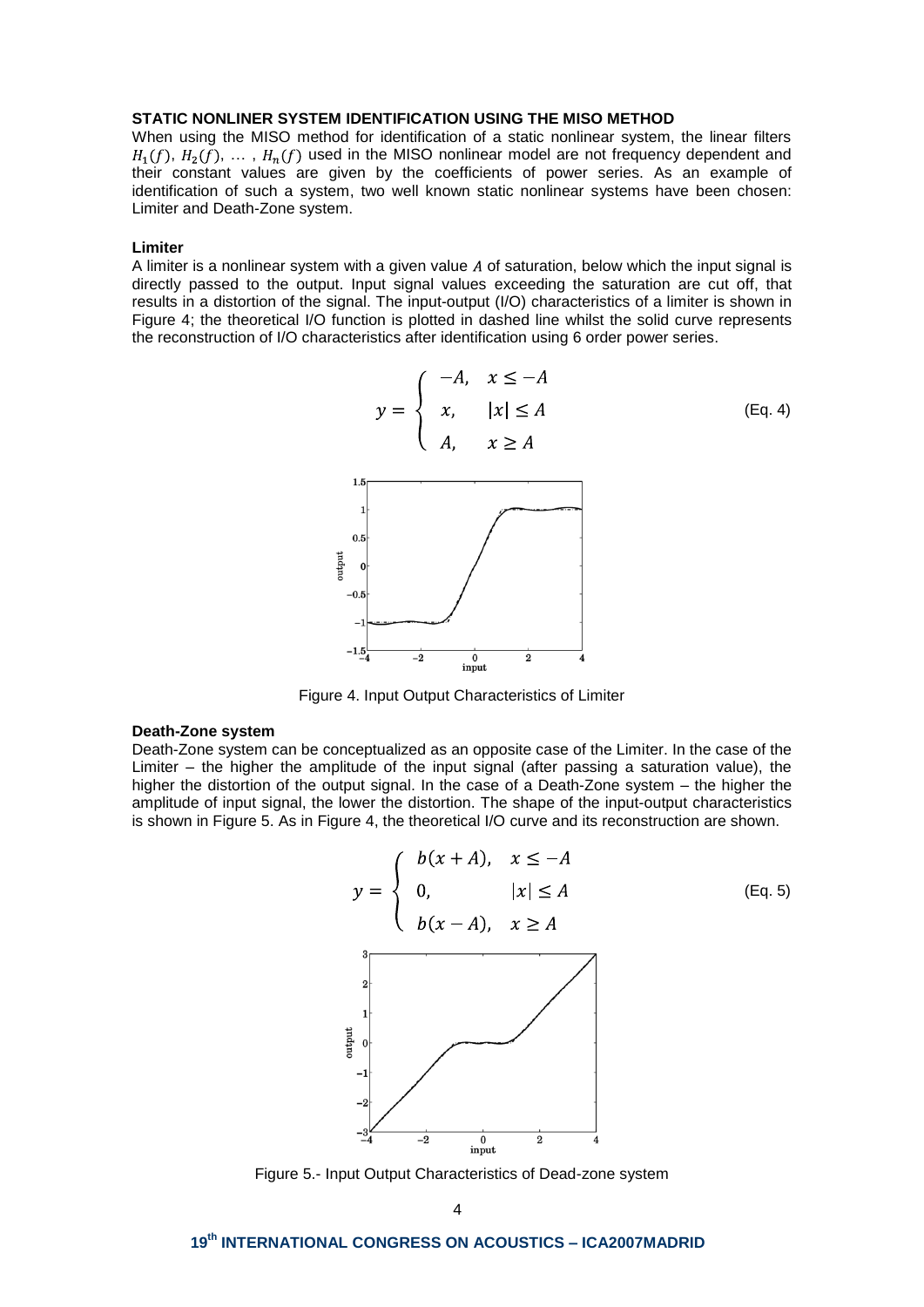**STATIC NONLINER SYSTEM IDENTIFICATION USING THE MISO METHOD**

When using the MISO method for identification of a static nonlinear system, the linear filters $H_1(f)$, $H_2(f)$, … , $H_n(f)$ used in the MISO nonlinear model are not frequency dependent and their constant values are given by the coefficients of power series. As an example of identification of such a system, two well known static nonlinear systems have been chosen: Limiter and Death-Zone system.

**Limiter**

A limiter is a nonlinear system with a given value $A$ of saturation, below which the input signal is directly passed to the output. Input signal values exceeding the saturation are cut off, that results in a distortion of the signal. The input-output (I/O) characteristics of a limiter is shown in Figure 4; the theoretical I/O function is plotted in dashed line whilst the solid curve represents the reconstruction of I/O characteristics after identification using 6 order power series.

$$y = \begin{cases} -A, & x \leq -A \\ x, & |x| \leq A \\ A, & x \geq A \end{cases} \quad \text{(Eq. 4)}$$

Figure 4. Input Output Characteristics of Limiter

**Death-Zone system**

Death-Zone system can be conceptualized as an opposite case of the Limiter. In the case of the Limiter – the higher the amplitude of the input signal (after passing a saturation value), the higher the distortion of the output signal. In the case of a Death-Zone system – the higher the amplitude of input signal, the lower the distortion. The shape of the input-output characteristics is shown in Figure 5. As in Figure 4, the theoretical I/O curve and its reconstruction are shown.

$$y = \begin{cases} b(x+A), & x \leq -A \\ 0, & |x| \leq A \\ b(x-A), & x \geq A \end{cases} \quad \text{(Eq. 5)}$$

Figure 5.- Input Output Characteristics of Dead-zone system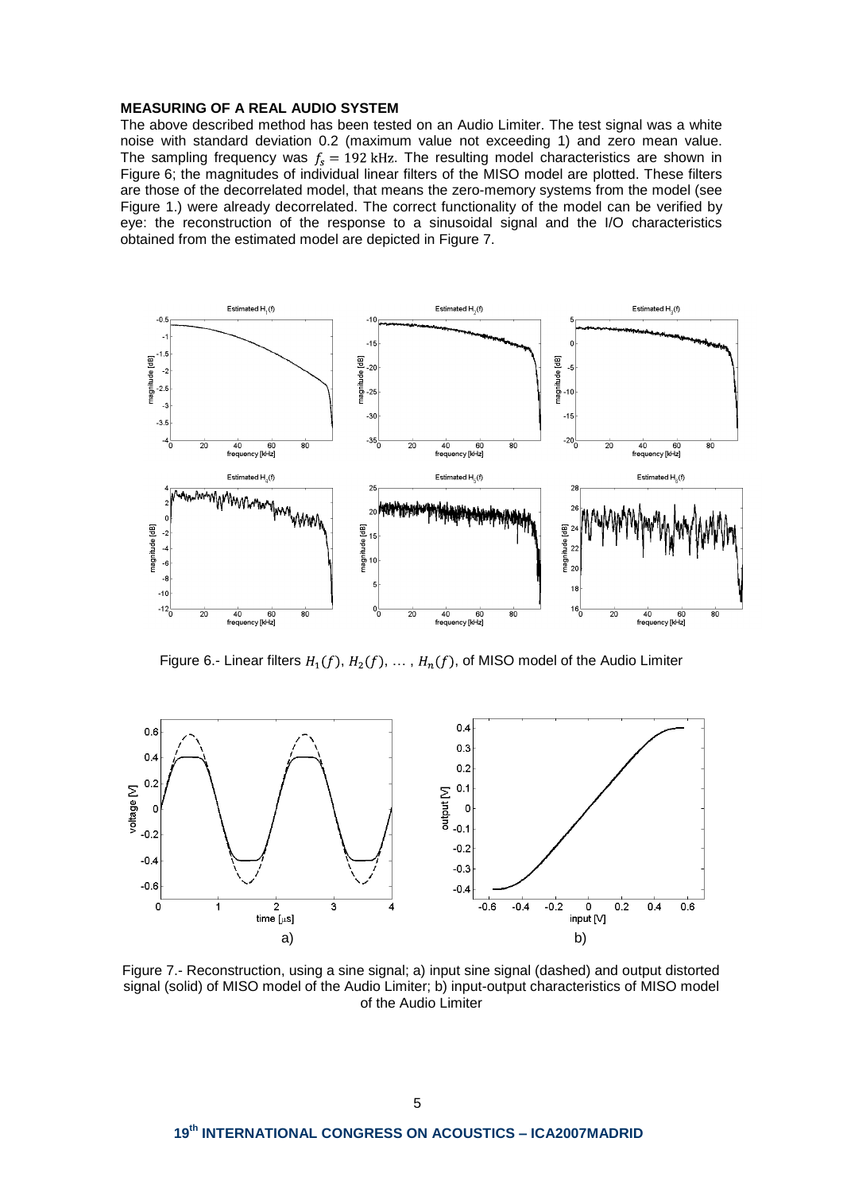**MEASURING OF A REAL AUDIO SYSTEM**

The above described method has been tested on an Audio Limiter. The test signal was a white noise with standard deviation 0.2 (maximum value not exceeding 1) and zero mean value. The sampling frequency was $f_s = 192$ kHz. The resulting model characteristics are shown in Figure 6; the magnitudes of individual linear filters of the MISO model are plotted. These filters are those of the decorrelated model, that means the zero-memory systems from the model (see Figure 1.) were already decorrelated. The correct functionality of the model can be verified by eye: the reconstruction of the response to a sinusoidal signal and the I/O characteristics obtained from the estimated model are depicted in Figure 7.

Figure 6.- Linear filters $H_1(f)$, $H_2(f)$, … , $H_n(f)$, of MISO model of the Audio Limiter

Figure 7.- Reconstruction, using a sine signal; a) input sine signal (dashed) and output distorted signal (solid) of MISO model of the Audio Limiter; b) input-output characteristics of MISO model of the Audio Limiter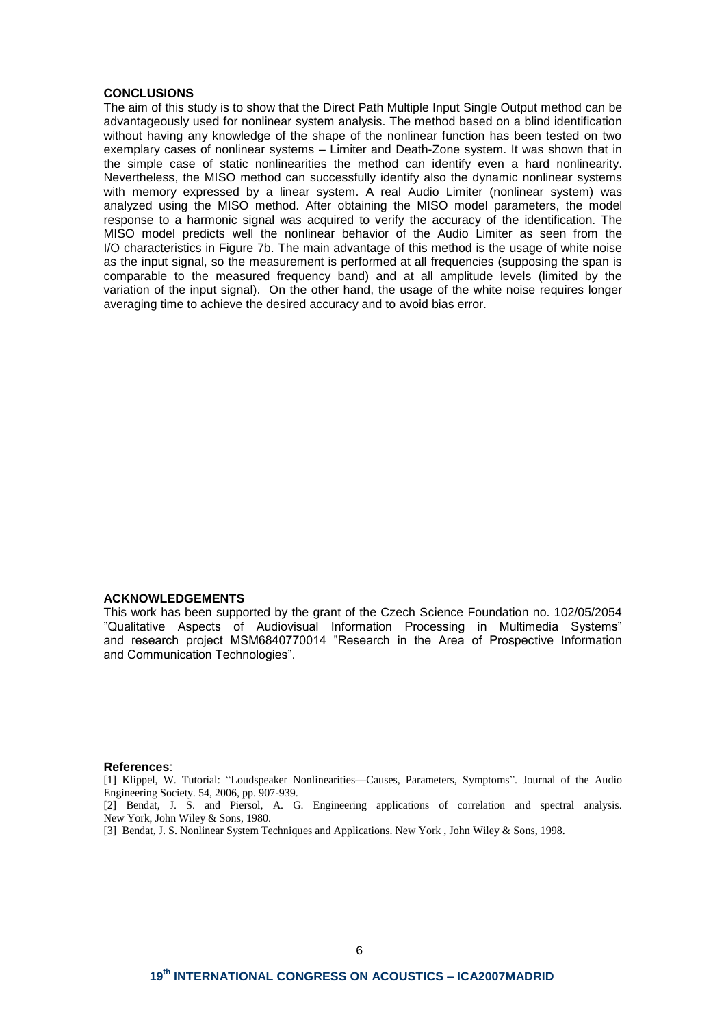## CONCLUSIONS

The aim of this study is to show that the Direct Path Multiple Input Single Output method can be advantageously used for nonlinear system analysis. The method based on a blind identification without having any knowledge of the shape of the nonlinear function has been tested on two exemplary cases of nonlinear systems – Limiter and Death-Zone system. It was shown that in the simple case of static nonlinearities the method can identify even a hard nonlinearity. Nevertheless, the MISO method can successfully identify also the dynamic nonlinear systems with memory expressed by a linear system. A real Audio Limiter (nonlinear system) was analyzed using the MISO method. After obtaining the MISO model parameters, the model response to a harmonic signal was acquired to verify the accuracy of the identification. The MISO model predicts well the nonlinear behavior of the Audio Limiter as seen from the I/O characteristics in Figure 7b. The main advantage of this method is the usage of white noise as the input signal, so the measurement is performed at all frequencies (supposing the span is comparable to the measured frequency band) and at all amplitude levels (limited by the variation of the input signal). On the other hand, the usage of the white noise requires longer averaging time to achieve the desired accuracy and to avoid bias error.

## ACKNOWLEDGEMENTS

This work has been supported by the grant of the Czech Science Foundation no. 102/05/2054 "Qualitative Aspects of Audiovisual Information Processing in Multimedia Systems" and research project MSM6840770014 "Research in the Area of Prospective Information and Communication Technologies".

**References**:

[1] Klippel, W. Tutorial: "Loudspeaker Nonlinearities—Causes, Parameters, Symptoms". Journal of the Audio Engineering Society. 54, 2006, pp. 907-939.

[2] Bendat, J. S. and Piersol, A. G. Engineering applications of correlation and spectral analysis. New York, John Wiley & Sons, 1980.

[3] Bendat, J. S. Nonlinear System Techniques and Applications. New York , John Wiley & Sons, 1998.